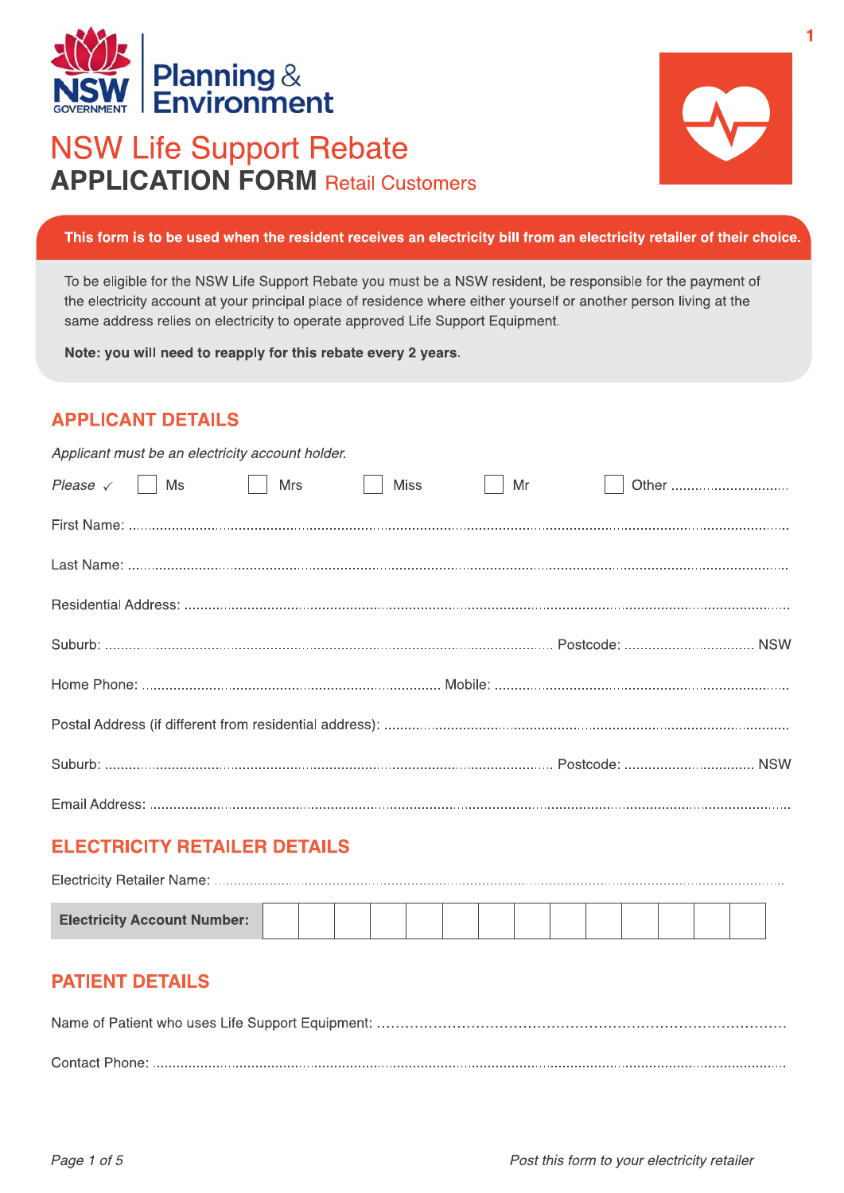NSW GOVERNMENT | Planning & Environment

# NSW Life Support Rebate

## APPLICATION FORM Retail Customers

**This form is to be used when the resident receives an electricity bill from an electricity retailer of their choice.**

To be eligible for the NSW Life Support Rebate you must be a NSW resident, be responsible for the payment of the electricity account at your principal place of residence where either yourself or another person living at the same address relies on electricity to operate approved Life Support Equipment.

**Note: you will need to reapply for this rebate every 2 years.**

## APPLICANT DETAILS

*Applicant must be an electricity account holder.*

*Please ✓* ☐ Ms ☐ Mrs ☐ Miss ☐ Mr ☐ Other ..............................

First Name: ..............................................................................................

Last Name: ..............................................................................................

Residential Address: ..............................................................................................

Suburb: .............................................................. Postcode: .............................. NSW

Home Phone: .............................................................. Mobile: ..............................................................

Postal Address (if different from residential address): ..............................................................

Suburb: .............................................................. Postcode: .............................. NSW

Email Address: ..............................................................................................

## ELECTRICITY RETAILER DETAILS

Electricity Retailer Name: ..............................................................................................

| **Electricity Account Number:** | | | | | | | | | | | | | | |
|---|---|---|---|---|---|---|---|---|---|---|---|---|---|---|

## PATIENT DETAILS

Name of Patient who uses Life Support Equipment: ..............................................................

Contact Phone: ..............................................................................................

*Post this form to your electricity retailer*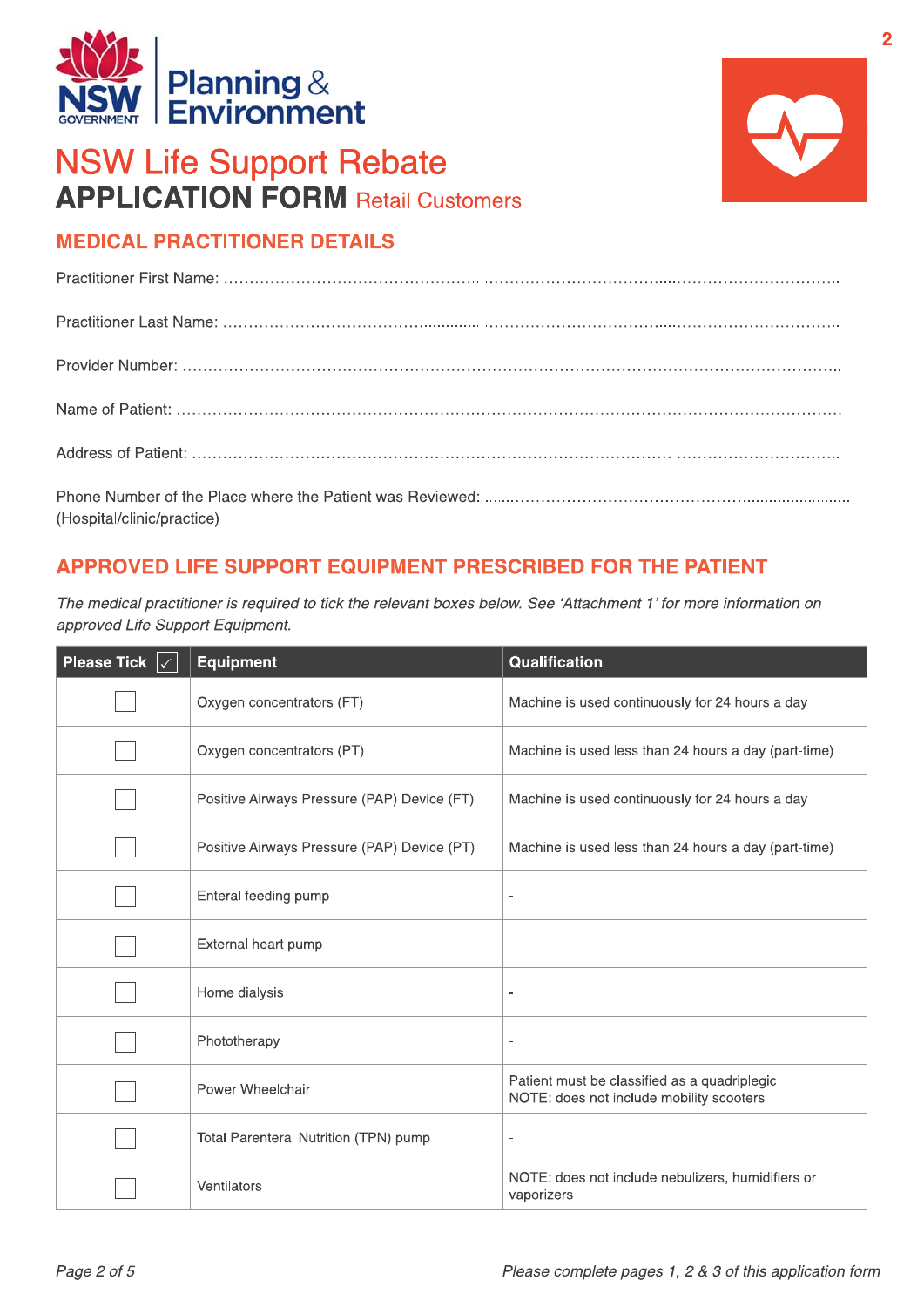NSW Government Planning & Environment

# NSW Life Support Rebate

## APPLICATION FORM Retail Customers

## MEDICAL PRACTITIONER DETAILS

Practitioner First Name: ……………………………………………………………………………………………………………

Practitioner Last Name: ……………………………………………………………………………………………………………

Provider Number: ……………………………………………………………………………………………………………

Name of Patient: ……………………………………………………………………………………………………………

Address of Patient: ……………………………………………………………………………………………………………

Phone Number of the Place where the Patient was Reviewed: ……………………………………………………
(Hospital/clinic/practice)

## APPROVED LIFE SUPPORT EQUIPMENT PRESCRIBED FOR THE PATIENT

*The medical practitioner is required to tick the relevant boxes below. See 'Attachment 1' for more information on approved Life Support Equipment.*

| Please Tick ☑ | Equipment | Qualification |
|---|---|---|
| ☐ | Oxygen concentrators (FT) | Machine is used continuously for 24 hours a day |
| ☐ | Oxygen concentrators (PT) | Machine is used less than 24 hours a day (part-time) |
| ☐ | Positive Airways Pressure (PAP) Device (FT) | Machine is used continuously for 24 hours a day |
| ☐ | Positive Airways Pressure (PAP) Device (PT) | Machine is used less than 24 hours a day (part-time) |
| ☐ | Enteral feeding pump | - |
| ☐ | External heart pump | - |
| ☐ | Home dialysis | - |
| ☐ | Phototherapy | - |
| ☐ | Power Wheelchair | Patient must be classified as a quadriplegic<br>NOTE: does not include mobility scooters |
| ☐ | Total Parenteral Nutrition (TPN) pump | - |
| ☐ | Ventilators | NOTE: does not include nebulizers, humidifiers or vaporizers |

*Please complete pages 1, 2 & 3 of this application form*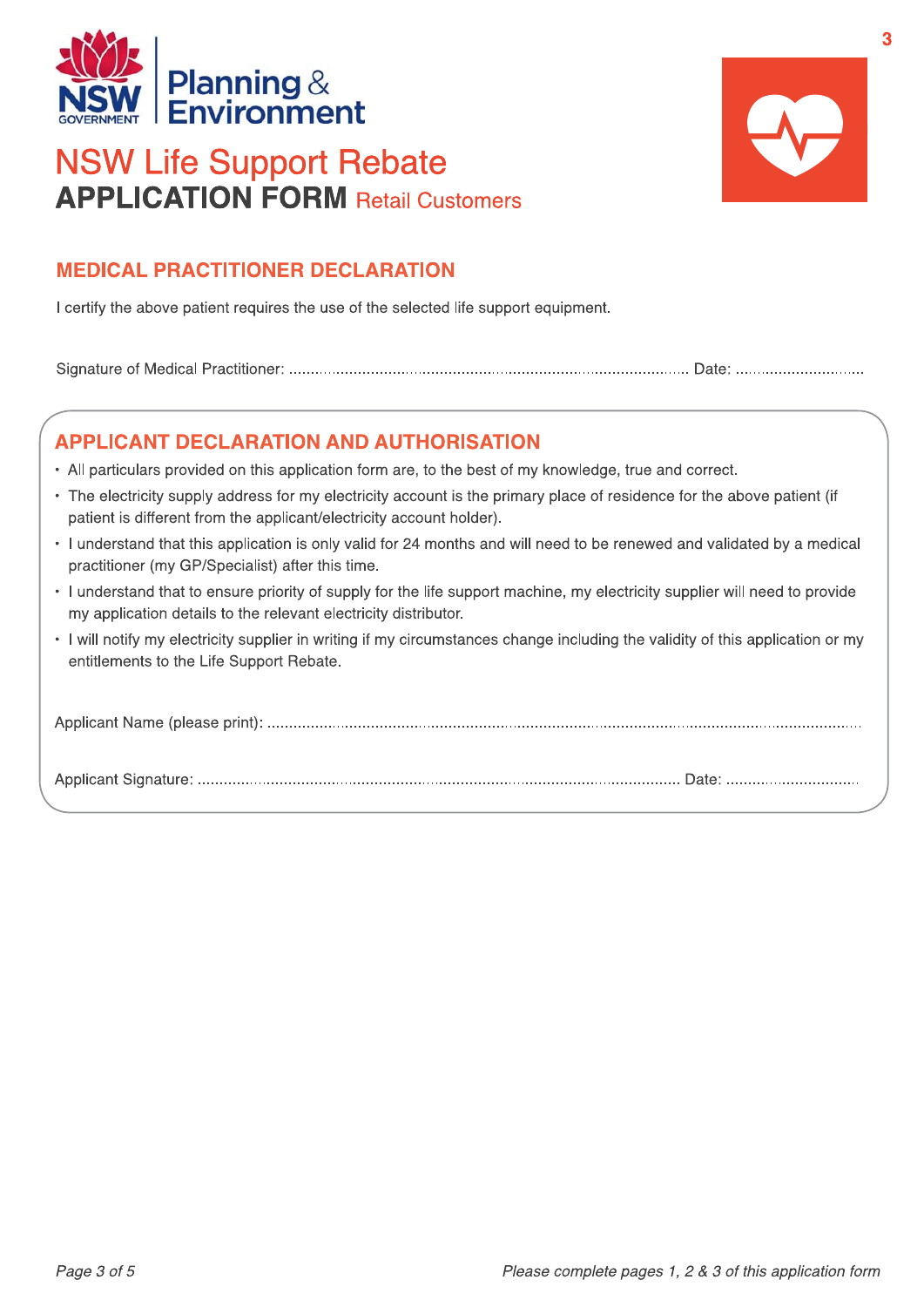# NSW Life Support Rebate

## APPLICATION FORM Retail Customers

### MEDICAL PRACTITIONER DECLARATION

I certify the above patient requires the use of the selected life support equipment.

Signature of Medical Practitioner: ........................................................................................ Date: ...............................

### APPLICANT DECLARATION AND AUTHORISATION

- All particulars provided on this application form are, to the best of my knowledge, true and correct.
- The electricity supply address for my electricity account is the primary place of residence for the above patient (if patient is different from the applicant/electricity account holder).
- I understand that this application is only valid for 24 months and will need to be renewed and validated by a medical practitioner (my GP/Specialist) after this time.
- I understand that to ensure priority of supply for the life support machine, my electricity supplier will need to provide my application details to the relevant electricity distributor.
- I will notify my electricity supplier in writing if my circumstances change including the validity of this application or my entitlements to the Life Support Rebate.

Applicant Name (please print): ..........................................................................................................................................

Applicant Signature: ........................................................................................................ Date: ...............................

*Please complete pages 1, 2 & 3 of this application form*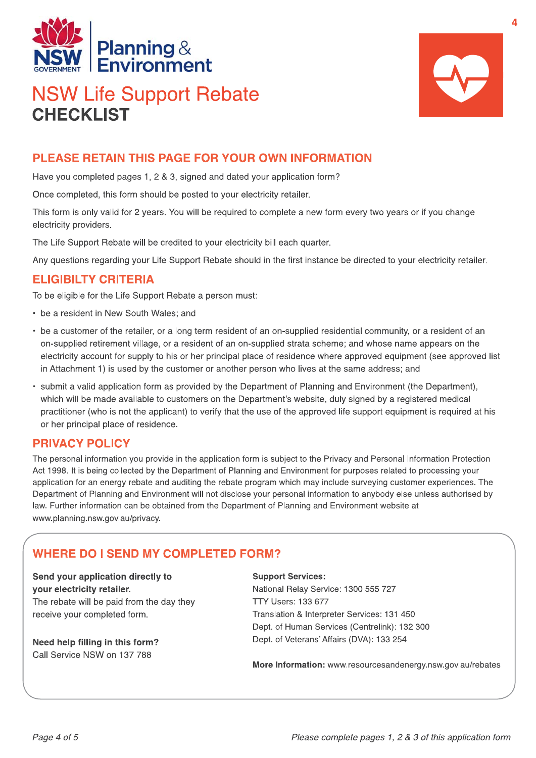# NSW Life Support Rebate
## CHECKLIST

## PLEASE RETAIN THIS PAGE FOR YOUR OWN INFORMATION

Have you completed pages 1, 2 & 3, signed and dated your application form?

Once completed, this form should be posted to your electricity retailer.

This form is only valid for 2 years. You will be required to complete a new form every two years or if you change electricity providers.

The Life Support Rebate will be credited to your electricity bill each quarter.

Any questions regarding your Life Support Rebate should in the first instance be directed to your electricity retailer.

## ELIGIBILTY CRITERIA

To be eligible for the Life Support Rebate a person must:

- be a resident in New South Wales; and
- be a customer of the retailer, or a long term resident of an on-supplied residential community, or a resident of an on-supplied retirement village, or a resident of an on-supplied strata scheme; and whose name appears on the electricity account for supply to his or her principal place of residence where approved equipment (see approved list in Attachment 1) is used by the customer or another person who lives at the same address; and
- submit a valid application form as provided by the Department of Planning and Environment (the Department), which will be made available to customers on the Department's website, duly signed by a registered medical practitioner (who is not the applicant) to verify that the use of the approved life support equipment is required at his or her principal place of residence.

## PRIVACY POLICY

The personal information you provide in the application form is subject to the Privacy and Personal Information Protection Act 1998. It is being collected by the Department of Planning and Environment for purposes related to processing your application for an energy rebate and auditing the rebate program which may include surveying customer experiences. The Department of Planning and Environment will not disclose your personal information to anybody else unless authorised by law. Further information can be obtained from the Department of Planning and Environment website at www.planning.nsw.gov.au/privacy.

## WHERE DO I SEND MY COMPLETED FORM?

**Send your application directly to your electricity retailer.**
The rebate will be paid from the day they receive your completed form.

**Need help filling in this form?**
Call Service NSW on 137 788

**Support Services:**
National Relay Service: 1300 555 727
TTY Users: 133 677
Translation & Interpreter Services: 131 450
Dept. of Human Services (Centrelink): 132 300
Dept. of Veterans' Affairs (DVA): 133 254

**More Information:** www.resourcesandenergy.nsw.gov.au/rebates

*Please complete pages 1, 2 & 3 of this application form*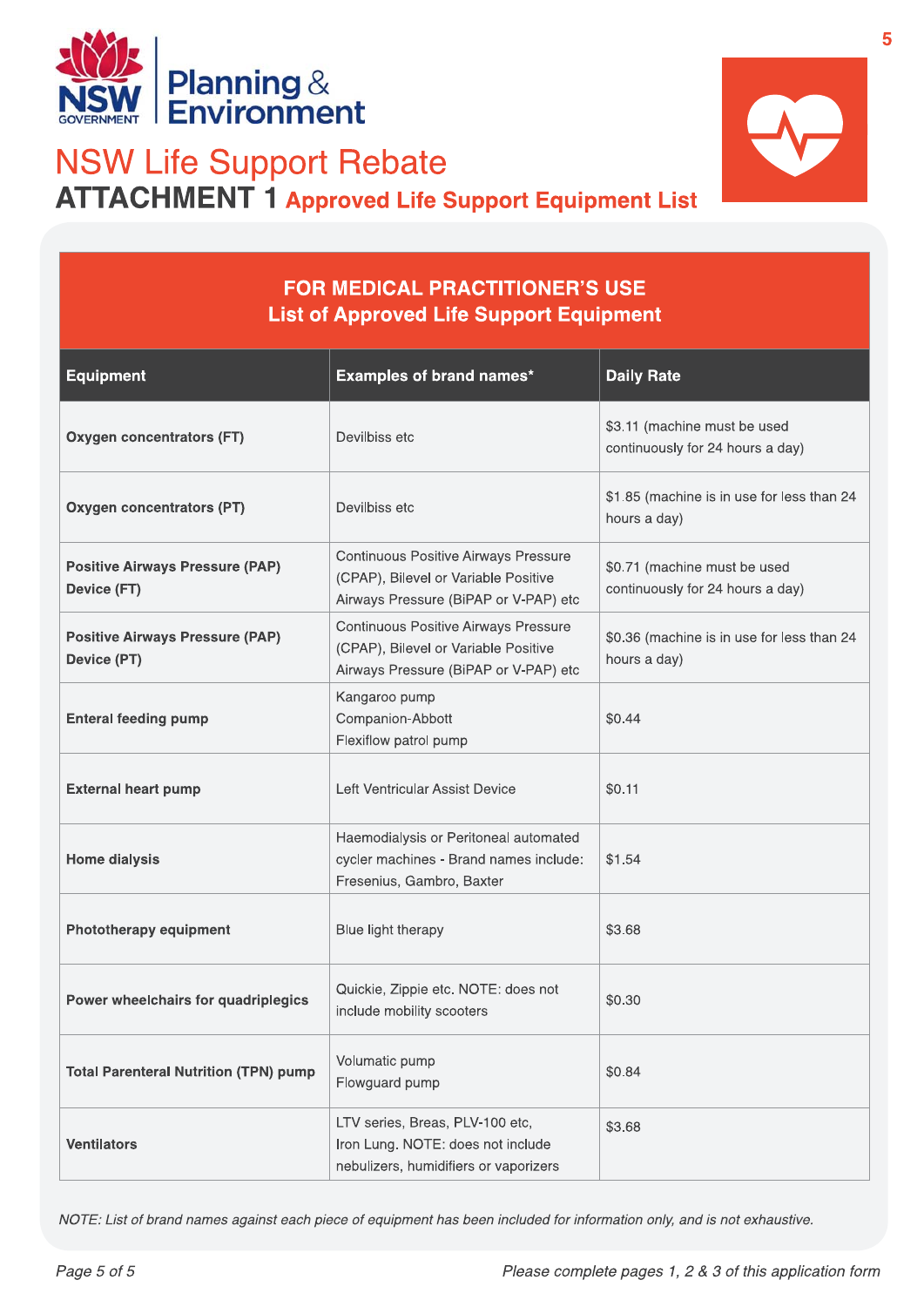# NSW Life Support Rebate

## ATTACHMENT 1 Approved Life Support Equipment List

**FOR MEDICAL PRACTITIONER'S USE**
**List of Approved Life Support Equipment**

| Equipment | Examples of brand names* | Daily Rate |
|---|---|---|
| **Oxygen concentrators (FT)** | Devilbiss etc | $3.11 (machine must be used continuously for 24 hours a day) |
| **Oxygen concentrators (PT)** | Devilbiss etc | $1.85 (machine is in use for less than 24 hours a day) |
| **Positive Airways Pressure (PAP) Device (FT)** | Continuous Positive Airways Pressure (CPAP), Bilevel or Variable Positive Airways Pressure (BiPAP or V-PAP) etc | $0.71 (machine must be used continuously for 24 hours a day) |
| **Positive Airways Pressure (PAP) Device (PT)** | Continuous Positive Airways Pressure (CPAP), Bilevel or Variable Positive Airways Pressure (BiPAP or V-PAP) etc | $0.36 (machine is in use for less than 24 hours a day) |
| **Enteral feeding pump** | Kangaroo pump<br>Companion-Abbott<br>Flexiflow patrol pump | $0.44 |
| **External heart pump** | Left Ventricular Assist Device | $0.11 |
| **Home dialysis** | Haemodialysis or Peritoneal automated cycler machines - Brand names include: Fresenius, Gambro, Baxter | $1.54 |
| **Phototherapy equipment** | Blue light therapy | $3.68 |
| **Power wheelchairs for quadriplegics** | Quickie, Zippie etc. NOTE: does not include mobility scooters | $0.30 |
| **Total Parenteral Nutrition (TPN) pump** | Volumatic pump<br>Flowguard pump | $0.84 |
| **Ventilators** | LTV series, Breas, PLV-100 etc, Iron Lung. NOTE: does not include nebulizers, humidifiers or vaporizers | $3.68 |

*NOTE: List of brand names against each piece of equipment has been included for information only, and is not exhaustive.*

*Please complete pages 1, 2 & 3 of this application form*